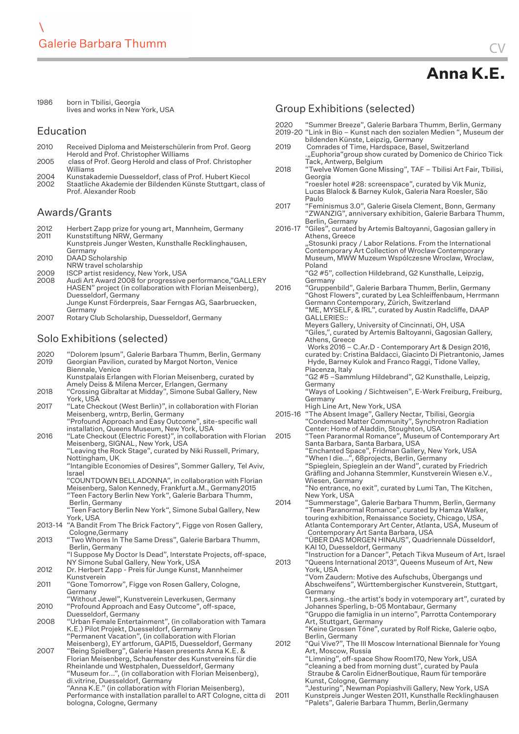\
Galerie Barbara Thumm

CV

# Anna K.E.

1986 born in Tbilisi, Georgia
lives and works in New York, USA

## Education

2010 Received Diploma and Meisterschülerin from Prof. Georg Herold and Prof. Christopher Williams
2005 class of Prof. Georg Herold and class of Prof. Christopher Williams
2004 Kunstakademie Duesseldorf, class of Prof. Hubert Kiecol
2002 Staatliche Akademie der Bildenden Künste Stuttgart, class of Prof. Alexander Roob

## Awards/Grants

2012 Herbert Zapp prize for young art, Mannheim, Germany
2011 Kunststiftung NRW, Germany
Kunstpreis Junger Westen, Kunsthalle Recklinghausen, Germany
2010 DAAD Scholarship
NRW travel scholarship
2009 ISCP artist residency, New York, USA
2008 Audi Art Award 2008 for progressive performance,"GALLERY HASEN" project (in collaboration with Florian Meisenberg), Duesseldorf, Germany
Junge Kunst Förderpreis, Saar Ferngas AG, Saarbruecken, Germany
2007 Rotary Club Scholarship, Duesseldorf, Germany

## Solo Exhibitions (selected)

2020 "Dolorem Ipsum", Galerie Barbara Thumm, Berlin, Germany
2019 Georgian Pavilion, curated by Margot Norton, Venice Biennale, Venice
Kunstpalais Erlangen with Florian Meisenberg, curated by Amely Deiss & Milena Mercer, Erlangen, Germany
2018 "Crossing Gibraltar at Midday", Simone Subal Gallery, New York, USA
2017 "Late Checkout (West Berlin)", in collaboration with Florian Meisenberg, wntrp, Berlin, Germany
"Profound Approach and Easy Outcome", site-specific wall installation, Queens Museum, New York, USA
2016 "Late Checkout (Electric Forest)", in collaboration with Florian Meisenberg, SIGNAL, New York, USA
"Leaving the Rock Stage", curated by Niki Russell, Primary, Nottingham, UK
"Intangible Economies of Desires", Sommer Gallery, Tel Aviv, Israel
"COUNTDOWN BELLADONNA", in collaboration with Florian Meisenberg, Salon Kennedy, Frankfurt a.M., Germany2015
"Teen Factory Berlin New York", Galerie Barbara Thumm, Berlin, Germany
"Teen Factory Berlin New York", Simone Subal Gallery, New York, USA
2013-14 "A Bandit From The Brick Factory", Figge von Rosen Gallery, Cologne,Germany
2013 "Two Whores In The Same Dress", Galerie Barbara Thumm, Berlin, Germany
"I Suppose My Doctor Is Dead", Interstate Projects, off-space, NY Simone Subal Gallery, New York, USA
2012 Dr. Herbert Zapp - Preis für Junge Kunst, Mannheimer Kunstverein
2011 "Gone Tomorrow", Figge von Rosen Gallery, Cologne, Germany
"Without Jewel", Kunstverein Leverkusen, Germany
2010 "Profound Approach and Easy Outcome", off-space, Duesseldorf, Germany
2008 "Urban Female Entertainment", (in collaboration with Tamara K.E.) Pilot Projekt, Duesseldorf, Germany
"Permanent Vacation", (in collaboration with Florian Meisenberg), EY artforum, GAP15, Duesseldorf, Germany
2007 "Being Spielberg", Galerie Hasen presents Anna K.E. & Florian Meisenberg, Schaufenster des Kunstvereins für die Rheinlande und Westphalen, Duesseldorf, Germany
"Museum for...", (in collaboration with Florian Meisenberg), di.vitrine, Duesseldorf, Germany
"Anna K.E." (in collaboration with Florian Meisenberg), Performance with installation parallel to ART Cologne, citta di bologna, Cologne, Germany

## Group Exhibitions (selected)

2020 "Summer Breeze", Galerie Barbara Thumm, Berlin, Germany
2019-20 "Link in Bio – Kunst nach den sozialen Medien ", Museum der bildenden Künste, Leipzig, Germany
2019 Comrades of Time, Hardspace, Basel, Switzerland
.„Euphoria"group show curated by Domenico de Chirico Tick Tack, Antwerp, Belgium
2018 "Twelve Women Gone Missing", TAF – Tbilisi Art Fair, Tbilisi, Georgia
"roesler hotel #28: screenspace", curated by Vik Muniz, Lucas Blalock & Barney Kulok, Galeria Nara Roesler, São Paulo
2017 "Feminismus 3.0", Galerie Gisela Clement, Bonn, Germany
"ZWANZIG", anniversary exhibition, Galerie Barbara Thumm, Berlin, Germany
2016-17 "Giles", curated by Artemis Baltoyanni, Gagosian gallery in Athens, Greece
„Stosunki pracy / Labor Relations. From the International Contemporary Art Collection of Wroclaw Contemporary Museum, MWW Muzeum Współczesne Wroclaw, Wroclaw, Poland
"G2 #5", collection Hildebrand, G2 Kunsthalle, Leipzig, Germany
2016 "Gruppenbild", Galerie Barbara Thumm, Berlin, Germany
"Ghost Flowers", curated by Lea Schleiffenbaum, Herrmann Germann Contemporary, Zürich, Switzerland
"ME, MYSELF, & IRL", curated by Austin Radcliffe, DAAP GALLERIES::
Meyers Gallery, University of Cincinnati, OH, USA
"Giles,", curated by Artemis Baltoyanni, Gagosian Gallery, Athens, Greece
Works 2016 – C.Ar.D - Contemporary Art & Design 2016, curated by: Cristina Baldacci, Giacinto Di Pietrantonio, James Hyde, Barney Kulok and Franco Raggi, Tidone Valley, Piacenza, Italy
"G2 #5 –Sammlung Hildebrand", G2 Kunsthalle, Leipzig, Germany
"Ways of Looking / Sichtweisen", E-Werk Freiburg, Freiburg, Germany
High Line Art, New York, USA
2015-16 "The Absent Image", Gallery Nectar, Tbilisi, Georgia
"Condensed Matter Community", Synchrotron Radiation Center: Home of Aladdin, Stoughton, USA
2015 "Teen Paranormal Romance", Museum of Contemporary Art Santa Barbara, Santa Barbara, USA
"Enchanted Space", Fridman Gallery, New York, USA
"When I die...", 68projects, Berlin, Germany
"Spieglein, Spieglein an der Wand", curated by Friedrich Gräfling and Johanna Stemmler, Kunstverein Wiesen e.V., Wiesen, Germany
"No entrance, no exit", curated by Lumi Tan, The Kitchen, New York, USA
2014 "Summerstage", Galerie Barbara Thumm, Berlin, Germany
"Teen Paranormal Romance", curated by Hamza Walker, touring exhibition, Renaissance Society, Chicago, USA, Atlanta Contemporary Art Center, Atlanta, USA, Museum of Contemporary Art Santa Barbara, USA
"ÜBER DAS MORGEN HINAUS", Quadriennale Düsseldorf, KAI 10, Duesseldorf, Germany
"Instruction for a Dancer", Petach Tikva Museum of Art, Israel
2013 "Queens International 2013", Queens Museum of Art, New York, USA
"Vom Zaudern: Motive des Aufschubs, Übergangs und Abschweifens", Württembergischer Kunstverein, Stuttgart, Germany
"1.pers.sing.-the artist's body in votemporary art", curated by Johannes Sperling, b-05 Montabaur, Germany
"Gruppo die famiglia in un interno", Parrotta Contemporary Art, Stuttgart, Germany
"Keine Grossen Töne", curated by Rolf Ricke, Galerie oqbo, Berlin, Germany
2012 "Qui Vive?", The III Moscow International Biennale for Young Art, Moscow, Russia
"Limning", off-space Show Room170, New York, USA
"cleaning a bed from morning dust", curated by Paula Straube & Carolin EidnerBoutique, Raum für temporäre Kunst, Cologne, Germany
"Jesturing", Newman Popiashvili Gallery, New York, USA
2011 Kunstpreis Junger Westen 2011, Kunsthalle Recklinghausen
"Palets", Galerie Barbara Thumm, Berlin,Germany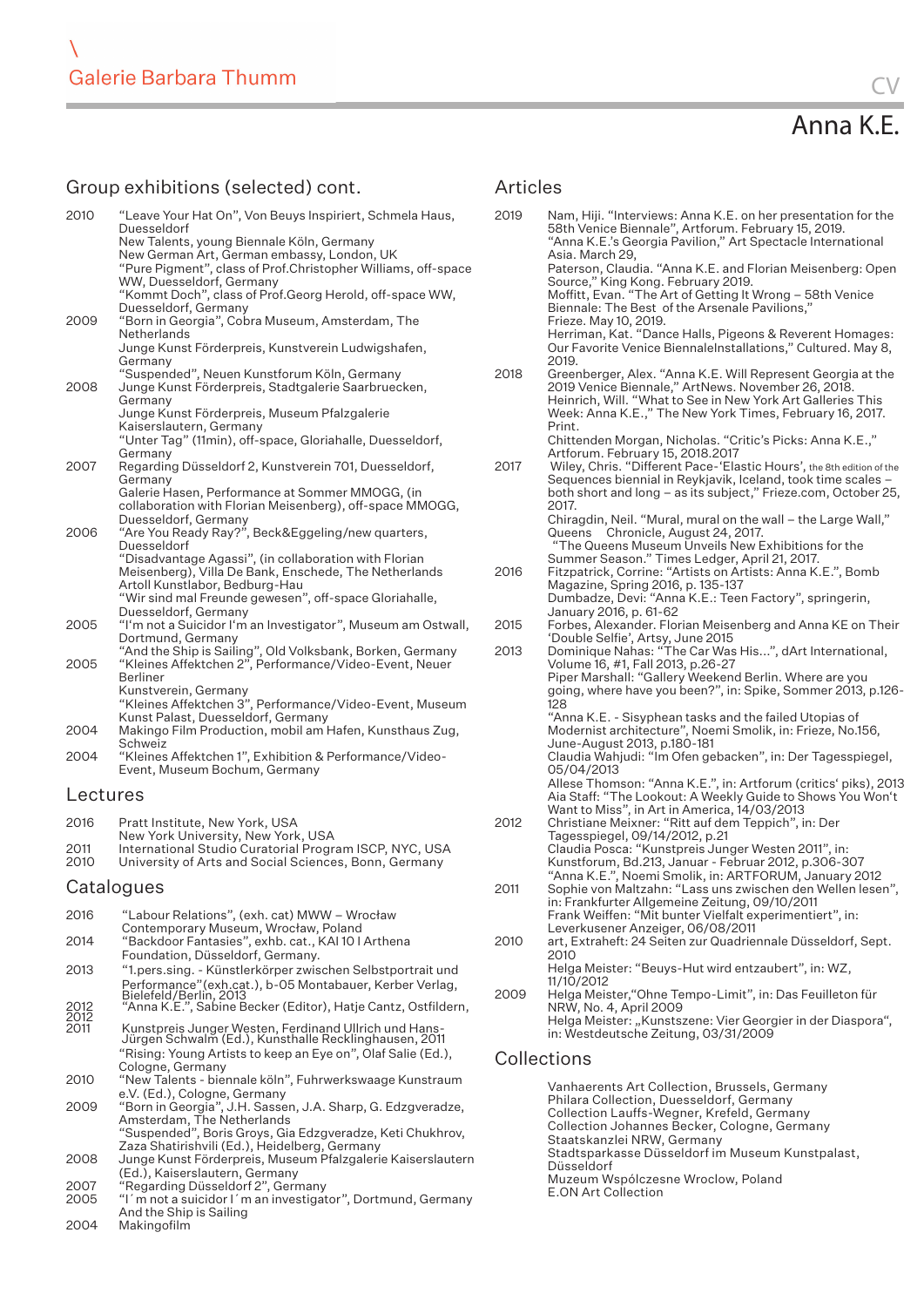# Anna K.E.

## Group exhibitions (selected) cont.

**2010**
- "Leave Your Hat On", Von Beuys Inspiriert, Schmela Haus, Duesseldorf
- New Talents, young Biennale Köln, Germany
- New German Art, German embassy, London, UK
- "Pure Pigment", class of Prof.Christopher Williams, off-space WW, Duesseldorf, Germany
- "Kommt Doch", class of Prof.Georg Herold, off-space WW, Duesseldorf, Germany

**2009**
- "Born in Georgia", Cobra Museum, Amsterdam, The Netherlands
- Junge Kunst Förderpreis, Kunstverein Ludwigshafen, Germany
- "Suspended", Neuen Kunstforum Köln, Germany

**2008**
- Junge Kunst Förderpreis, Stadtgalerie Saarbruecken, Germany
- Junge Kunst Förderpreis, Museum Pfalzgalerie Kaiserslautern, Germany
- "Unter Tag" (11min), off-space, Gloriahalle, Duesseldorf, Germany

**2007**
- Regarding Düsseldorf 2, Kunstverein 701, Duesseldorf, Germany
- Galerie Hasen, Performance at Sommer MMOGG, (in collaboration with Florian Meisenberg), off-space MMOGG, Duesseldorf, Germany

**2006**
- "Are You Ready Ray?", Beck&Eggeling/new quarters, Duesseldorf
- "Disadvantage Agassi", (in collaboration with Florian Meisenberg), Villa De Bank, Enschede, The Netherlands
- Artoll Kunstlabor, Bedburg-Hau
- "Wir sind mal Freunde gewesen", off-space Gloriahalle, Duesseldorf, Germany

**2005**
- "I'm not a Suicidor I'm an Investigator", Museum am Ostwall, Dortmund, Germany
- "And the Ship is Sailing", Old Volksbank, Borken, Germany

**2005**
- "Kleines Affektchen 2", Performance/Video-Event, Neuer Berliner Kunstverein, Germany
- "Kleines Affektchen 3", Performance/Video-Event, Museum Kunst Palast, Duesseldorf, Germany

**2004**
- Makingo Film Production, mobil am Hafen, Kunsthaus Zug, Schweiz

**2004**
- "Kleines Affektchen 1", Exhibition & Performance/Video-Event, Museum Bochum, Germany

## Lectures

**2016**
- Pratt Institute, New York, USA
- New York University, New York, USA

**2011**
- International Studio Curatorial Program ISCP, NYC, USA

**2010**
- University of Arts and Social Sciences, Bonn, Germany

## Catalogues

**2016**
- "Labour Relations", (exh. cat) MWW – Wrocław Contemporary Museum, Wrocław, Poland

**2014**
- "Backdoor Fantasies", exhb. cat., KAI 10 I Arthena Foundation, Düsseldorf, Germany.

**2013**
- "1.pers.sing. - Künstlerkörper zwischen Selbstportrait und Performance"(exh.cat.), b-05 Montabauer, Kerber Verlag, Bielefeld/Berlin, 2013

**2012**
- "Anna K.E.", Sabine Becker (Editor), Hatje Cantz, Ostfildern,

**2012**

**2011**
- Kunstpreis Junger Westen, Ferdinand Ullrich und Hans-Jürgen Schwalm (Ed.), Kunsthalle Recklinghausen, 2011
- "Rising: Young Artists to keep an Eye on", Olaf Salie (Ed.), Cologne, Germany

**2010**
- "New Talents - biennale köln", Fuhrwerkswaage Kunstraum e.V. (Ed.), Cologne, Germany

**2009**
- "Born in Georgia", J.H. Sassen, J.A. Sharp, G. Edzgveradze, Amsterdam, The Netherlands
- "Suspended", Boris Groys, Gia Edzgveradze, Keti Chukhrov, Zaza Shatirishvili (Ed.), Heidelberg, Germany

**2008**
- Junge Kunst Förderpreis, Museum Pfalzgalerie Kaiserslautern (Ed.), Kaiserslautern, Germany

**2007**
- "Regarding Düsseldorf 2", Germany

**2005**
- "I´m not a suicidor I´m an investigator", Dortmund, Germany
- And the Ship is Sailing

**2004**
- Makingofilm

## Articles

**2019**
- Nam, Hiji. "Interviews: Anna K.E. on her presentation for the 58th Venice Biennale", Artforum. February 15, 2019.
- "Anna K.E.'s Georgia Pavilion," Art Spectacle International Asia. March 29,
- Paterson, Claudia. "Anna K.E. and Florian Meisenberg: Open Source," King Kong. February 2019.
- Moffitt, Evan. "The Art of Getting It Wrong – 58th Venice Biennale: The Best of the Arsenale Pavilions," Frieze. May 10, 2019.
- Herriman, Kat. "Dance Halls, Pigeons & Reverent Homages: Our Favorite Venice BiennaleInstallations," Cultured. May 8, 2019.

**2018**
- Greenberger, Alex. "Anna K.E. Will Represent Georgia at the 2019 Venice Biennale," ArtNews. November 26, 2018.
- Heinrich, Will. "What to See in New York Art Galleries This Week: Anna K.E.," The New York Times, February 16, 2017. Print.
- Chittenden Morgan, Nicholas. "Critic's Picks: Anna K.E.," Artforum. February 15, 2018.2017

**2017**
- Wiley, Chris. "Different Pace-'Elastic Hours', the 8th edition of the Sequences biennial in Reykjavik, Iceland, took time scales – both short and long – as its subject," Frieze.com, October 25, 2017.
- Chiragdin, Neil. "Mural, mural on the wall – the Large Wall," Queens Chronicle, August 24, 2017.
- "The Queens Museum Unveils New Exhibitions for the Summer Season." Times Ledger, April 21, 2017.

**2016**
- Fitzpatrick, Corrine: "Artists on Artists: Anna K.E.", Bomb Magazine, Spring 2016, p. 135-137
- Dumbadze, Devi: "Anna K.E.: Teen Factory", springerin, January 2016, p. 61-62

**2015**
- Forbes, Alexander. Florian Meisenberg and Anna KE on Their 'Double Selfie', Artsy, June 2015

**2013**
- Dominique Nahas: "The Car Was His…", dArt International, Volume 16, #1, Fall 2013, p.26-27
- Piper Marshall: "Gallery Weekend Berlin. Where are you going, where have you been?", in: Spike, Sommer 2013, p.126-128
- "Anna K.E. - Sisyphean tasks and the failed Utopias of Modernist architecture", Noemi Smolik, in: Frieze, No.156, June-August 2013, p.180-181
- Claudia Wahjudi: "Im Ofen gebacken", in: Der Tagesspiegel, 05/04/2013
- Allese Thomson: "Anna K.E.", in: Artforum (critics' piks), 2013
- Aia Staff: "The Lookout: A Weekly Guide to Shows You Won't Want to Miss", in Art in America, 14/03/2013

**2012**
- Christiane Meixner: "Ritt auf dem Teppich", in: Der Tagesspiegel, 09/14/2012, p.21
- Claudia Posca: "Kunstpreis Junger Westen 2011", in: Kunstforum, Bd.213, Januar - Februar 2012, p.306-307
- "Anna K.E.", Noemi Smolik, in: ARTFORUM, January 2012

**2011**
- Sophie von Maltzahn: "Lass uns zwischen den Wellen lesen", in: Frankfurter Allgemeine Zeitung, 09/10/2011
- Frank Weiffen: "Mit bunter Vielfalt experimentiert", in: Leverkusener Anzeiger, 06/08/2011

**2010**
- art, Extraheft: 24 Seiten zur Quadriennale Düsseldorf, Sept. 2010
- Helga Meister: "Beuys-Hut wird entzaubert", in: WZ, 11/10/2012

**2009**
- Helga Meister,"Ohne Tempo-Limit", in: Das Feuilleton für NRW, No. 4, April 2009
- Helga Meister: „Kunstszene: Vier Georgier in der Diaspora", in: Westdeutsche Zeitung, 03/31/2009

## Collections

- Vanhaerents Art Collection, Brussels, Germany
- Philara Collection, Duesseldorf, Germany
- Collection Lauffs-Wegner, Krefeld, Germany
- Collection Johannes Becker, Cologne, Germany
- Staatskanzlei NRW, Germany
- Stadtsparkasse Düsseldorf im Museum Kunstpalast, Düsseldorf
- Muzeum Wspólczesne Wroclow, Poland
- E.ON Art Collection